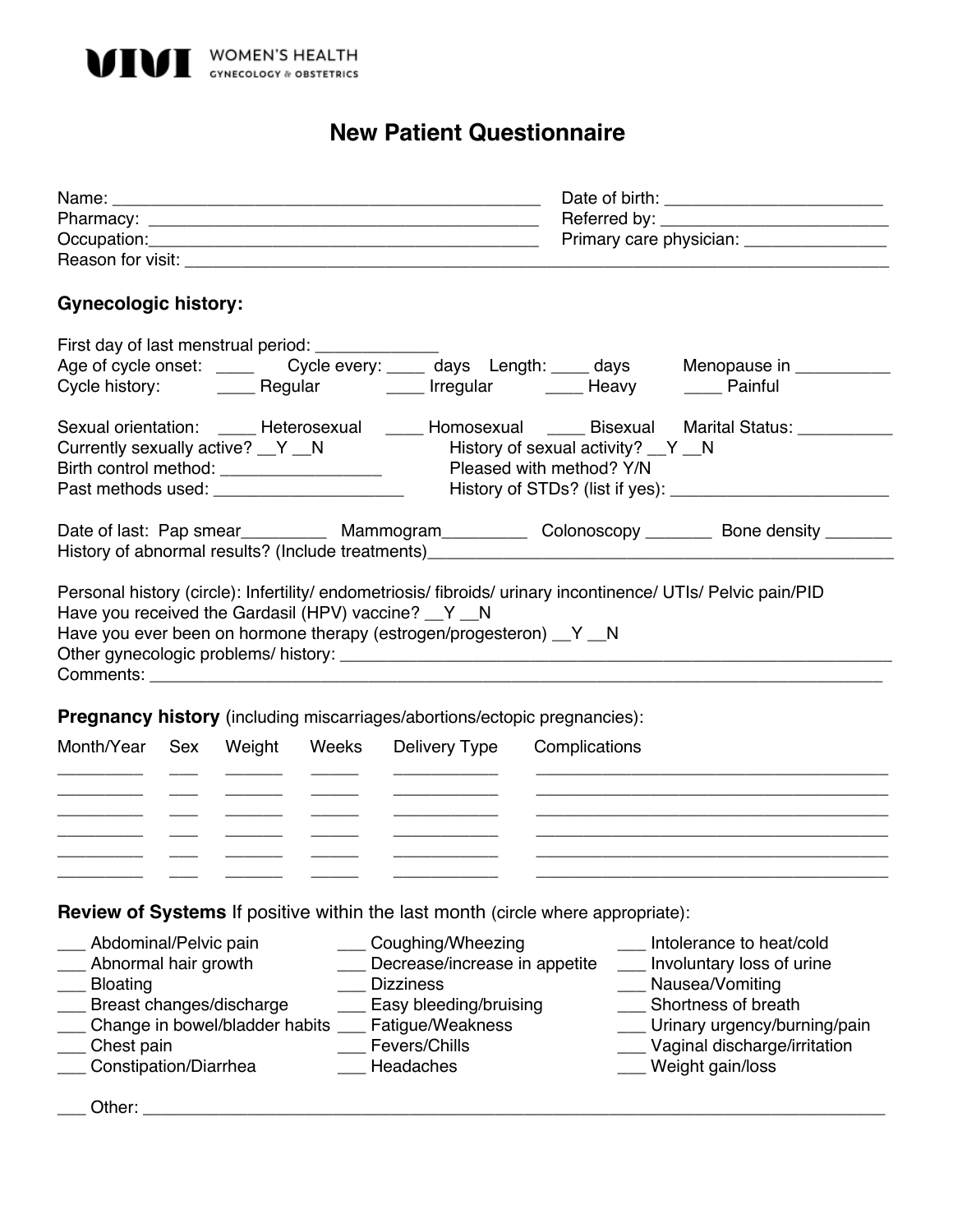VIVI WOMEN'S HEALTH
GYNECOLOGY & OBSTETRICS

# New Patient Questionnaire

Name: ____________________________________________ Date of birth: ______________________

Pharmacy: __________________________________________ Referred by: ________________________

Occupation:_________________________________________ Primary care physician: ______________

Reason for visit: _________________________________________________________________________

## Gynecologic history:

First day of last menstrual period: _____________

Age of cycle onset: ____ Cycle every: ____ days Length: ____ days Menopause in __________

Cycle history: ____ Regular ____ Irregular ____ Heavy ____ Painful

Sexual orientation: ____ Heterosexual ____ Homosexual ____ Bisexual Marital Status: __________

Currently sexually active? __Y __N History of sexual activity? __Y __N

Birth control method: _________________ Pleased with method? Y/N

Past methods used: ____________________ History of STDs? (list if yes): _______________________

Date of last: Pap smear_________ Mammogram_________ Colonoscopy _______ Bone density _______

History of abnormal results? (Include treatments)_______________________________________________

Personal history (circle): Infertility/ endometriosis/ fibroids/ urinary incontinence/ UTIs/ Pelvic pain/PID

Have you received the Gardasil (HPV) vaccine? __Y __N

Have you ever been on hormone therapy (estrogen/progesteron) __Y __N

Other gynecologic problems/ history: _________________________________________________________

Comments: _______________________________________________________________________________

## Pregnancy history (including miscarriages/abortions/ectopic pregnancies):

| Month/Year | Sex | Weight | Weeks | Delivery Type | Complications |
|---|---|---|---|---|---|
| _________ | ___ | ______ | _____ | ___________ | ____________________________________ |
| _________ | ___ | ______ | _____ | ___________ | ____________________________________ |
| _________ | ___ | ______ | _____ | ___________ | ____________________________________ |
| _________ | ___ | ______ | _____ | ___________ | ____________________________________ |
| _________ | ___ | ______ | _____ | ___________ | ____________________________________ |
| _________ | ___ | ______ | _____ | ___________ | ____________________________________ |

## Review of Systems If positive within the last month (circle where appropriate):

___ Abdominal/Pelvic pain
___ Abnormal hair growth
___ Bloating
___ Breast changes/discharge
___ Change in bowel/bladder habits
___ Chest pain
___ Constipation/Diarrhea
___ Coughing/Wheezing
___ Decrease/increase in appetite
___ Dizziness
___ Easy bleeding/bruising
___ Fatigue/Weakness
___ Fevers/Chills
___ Headaches
___ Intolerance to heat/cold
___ Involuntary loss of urine
___ Nausea/Vomiting
___ Shortness of breath
___ Urinary urgency/burning/pain
___ Vaginal discharge/irritation
___ Weight gain/loss

___ Other: ______________________________________________________________________________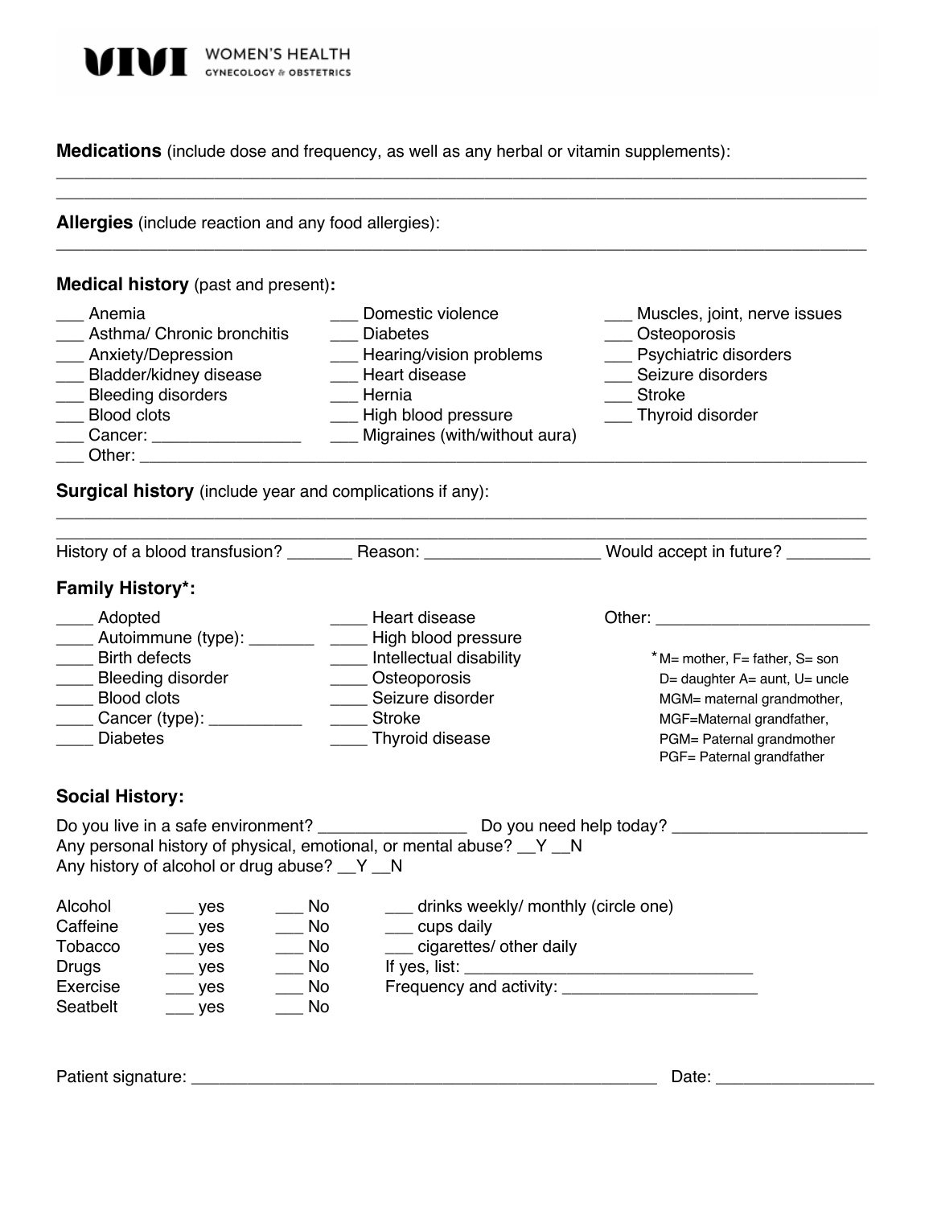**VIVI** WOMEN'S HEALTH
GYNECOLOGY & OBSTETRICS

**Medications** (include dose and frequency, as well as any herbal or vitamin supplements):
________________________________________________________________________________
________________________________________________________________________________

**Allergies** (include reaction and any food allergies):
________________________________________________________________________________

**Medical history** (past and present)**:**

___ Anemia
___ Asthma/ Chronic bronchitis
___ Anxiety/Depression
___ Bladder/kidney disease
___ Bleeding disorders
___ Blood clots
___ Cancer: ________________
___ Domestic violence
___ Diabetes
___ Hearing/vision problems
___ Heart disease
___ Hernia
___ High blood pressure
___ Migraines (with/without aura)
___ Muscles, joint, nerve issues
___ Osteoporosis
___ Psychiatric disorders
___ Seizure disorders
___ Stroke
___ Thyroid disorder
___ Other: ________________________________________________________________

**Surgical history** (include year and complications if any):
________________________________________________________________________________
________________________________________________________________________________

History of a blood transfusion? _______ Reason: __________________ Would accept in future? _________

**Family History*:**

____ Adopted
____ Autoimmune (type): _______
____ Birth defects
____ Bleeding disorder
____ Blood clots
____ Cancer (type): __________
____ Diabetes
____ Heart disease
____ High blood pressure
____ Intellectual disability
____ Osteoporosis
____ Seizure disorder
____ Stroke
____ Thyroid disease

Other: _______________________

*M= mother, F= father, S= son
D= daughter A= aunt, U= uncle
MGM= maternal grandmother,
MGF=Maternal grandfather,
PGM= Paternal grandmother
PGF= Paternal grandfather

**Social History:**

Do you live in a safe environment? _______________ Do you need help today? _____________________
Any personal history of physical, emotional, or mental abuse? __Y __N
Any history of alcohol or drug abuse? __Y __N

| | | | |
|---|---|---|---|
| Alcohol | ___ yes | ___ No | ___ drinks weekly/ monthly (circle one) |
| Caffeine | ___ yes | ___ No | ___ cups daily |
| Tobacco | ___ yes | ___ No | ___ cigarettes/ other daily |
| Drugs | ___ yes | ___ No | If yes, list: ________________________________ |
| Exercise | ___ yes | ___ No | Frequency and activity: _____________________ |
| Seatbelt | ___ yes | ___ No | |

Patient signature: ____________________________________________________ Date: _________________